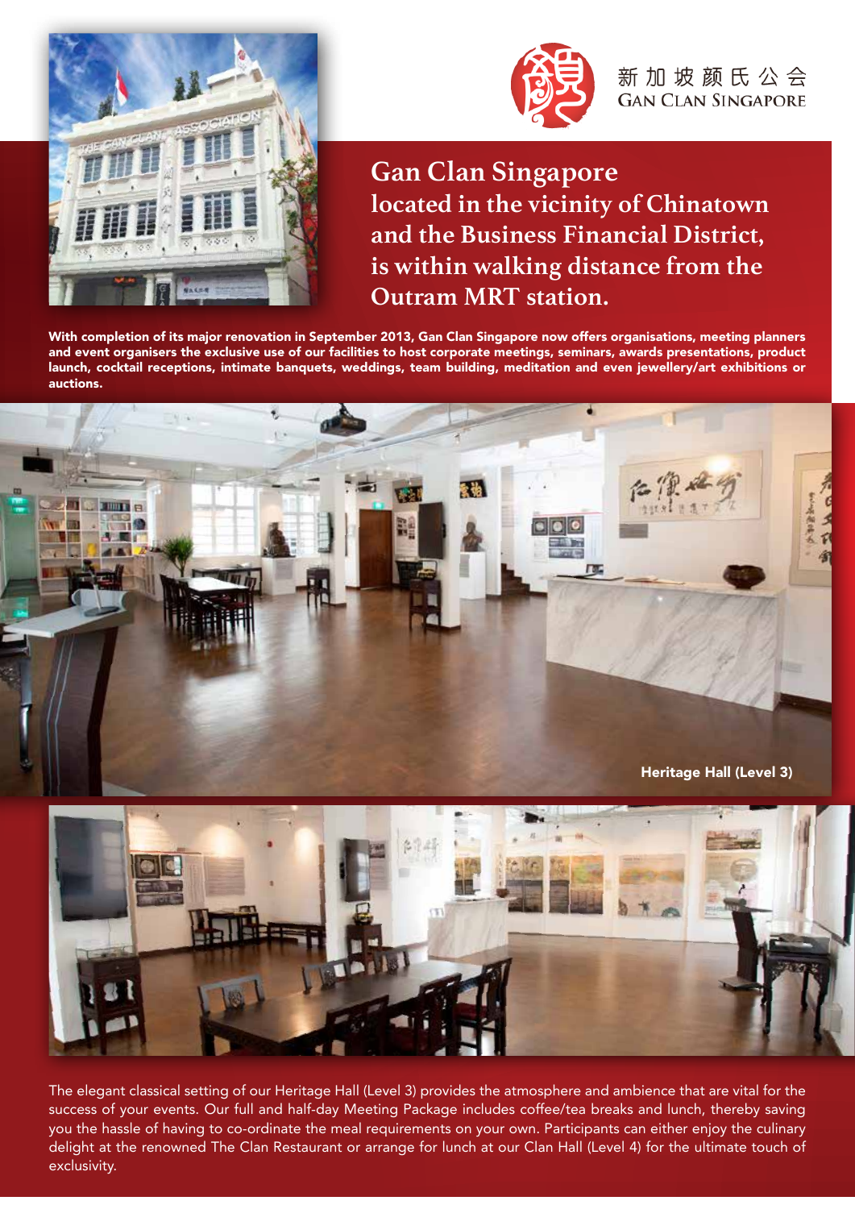新加坡颜氏公会
GAN CLAN SINGAPORE

# Gan Clan Singapore

## located in the vicinity of Chinatown and the Business Financial District, is within walking distance from the Outram MRT station.

**With completion of its major renovation in September 2013, Gan Clan Singapore now offers organisations, meeting planners and event organisers the exclusive use of our facilities to host corporate meetings, seminars, awards presentations, product launch, cocktail receptions, intimate banquets, weddings, team building, meditation and even jewellery/art exhibitions or auctions.**

**Heritage Hall (Level 3)**

The elegant classical setting of our Heritage Hall (Level 3) provides the atmosphere and ambience that are vital for the success of your events. Our full and half-day Meeting Package includes coffee/tea breaks and lunch, thereby saving you the hassle of having to co-ordinate the meal requirements on your own. Participants can either enjoy the culinary delight at the renowned The Clan Restaurant or arrange for lunch at our Clan Hall (Level 4) for the ultimate touch of exclusivity.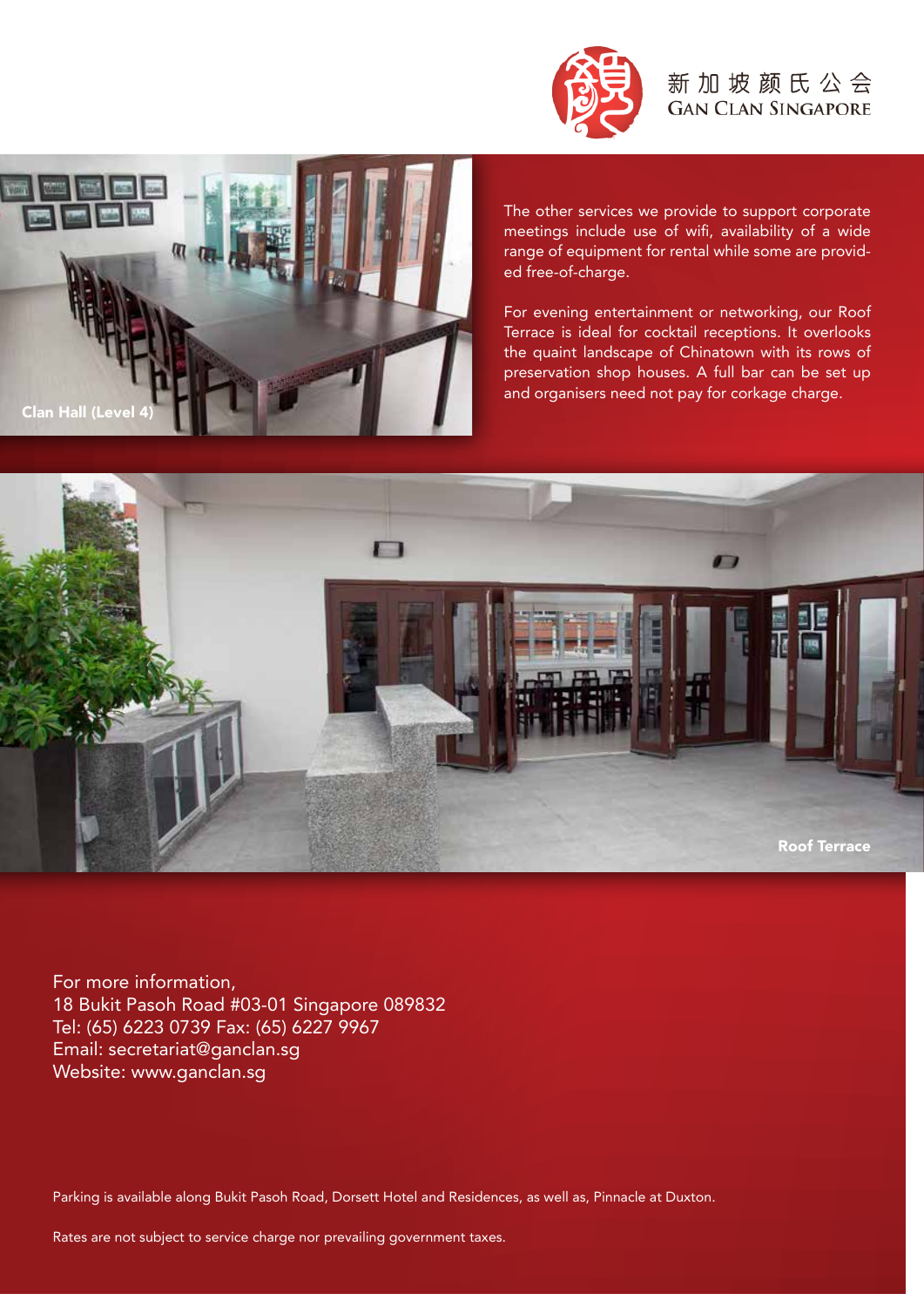新加坡颜氏公会
GAN CLAN SINGAPORE

Clan Hall (Level 4)

The other services we provide to support corporate meetings include use of wifi, availability of a wide range of equipment for rental while some are provided free-of-charge.

For evening entertainment or networking, our Roof Terrace is ideal for cocktail receptions. It overlooks the quaint landscape of Chinatown with its rows of preservation shop houses. A full bar can be set up and organisers need not pay for corkage charge.

Roof Terrace

For more information,
18 Bukit Pasoh Road #03-01 Singapore 089832
Tel: (65) 6223 0739 Fax: (65) 6227 9967
Email: secretariat@ganclan.sg
Website: www.ganclan.sg

Parking is available along Bukit Pasoh Road, Dorsett Hotel and Residences, as well as, Pinnacle at Duxton.

Rates are not subject to service charge nor prevailing government taxes.